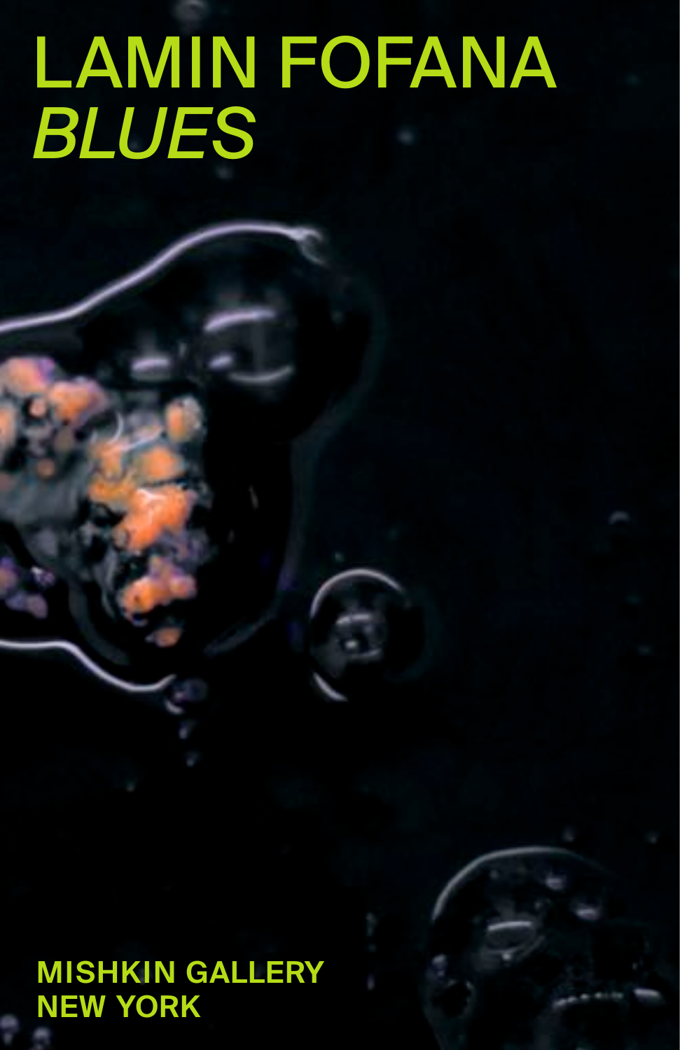# LAMIN FOFANA
## *BLUES*

**MISHKIN GALLERY**
**NEW YORK**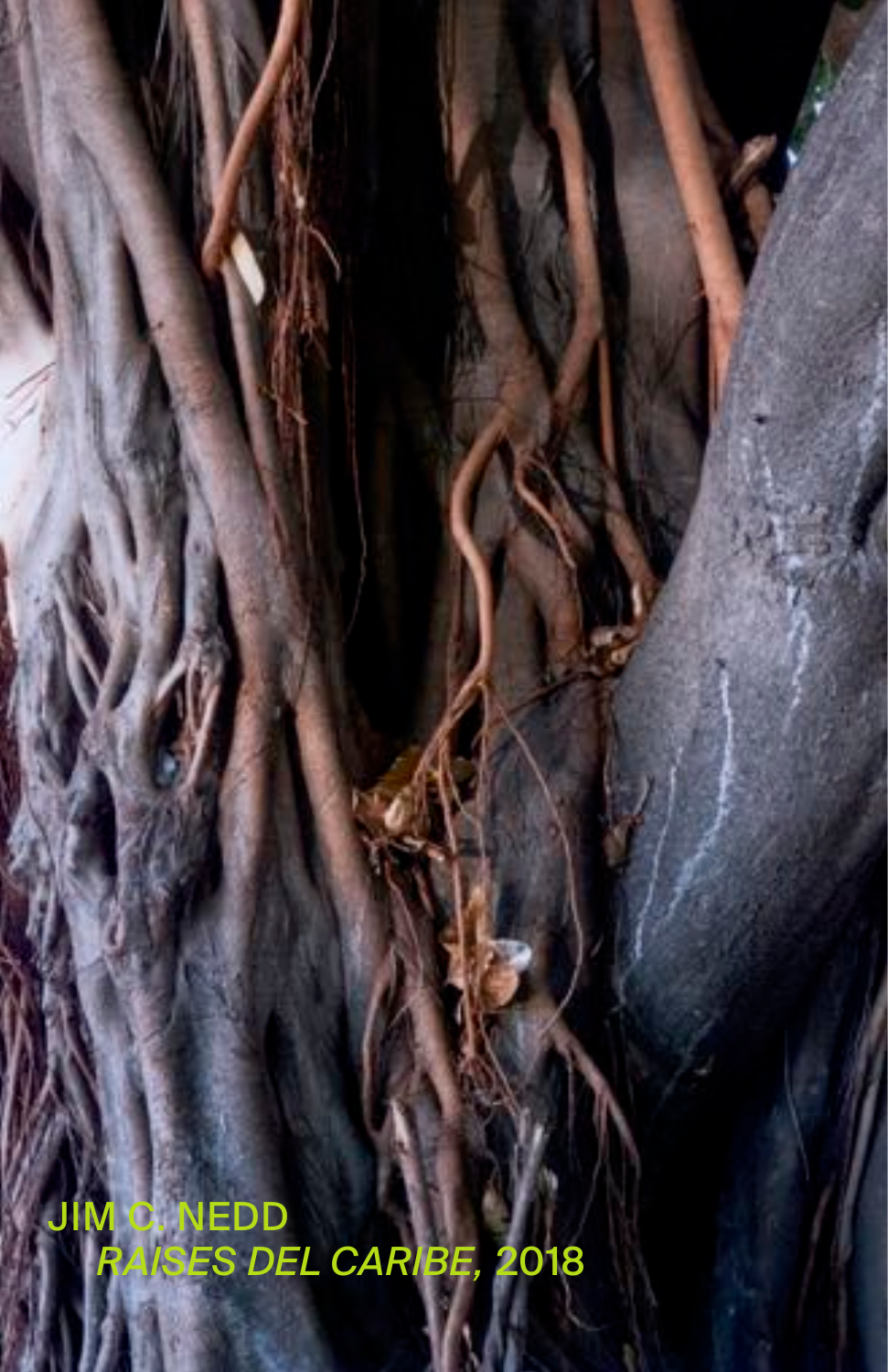JIM C. NEDD
*RAISES DEL CARIBE,* 2018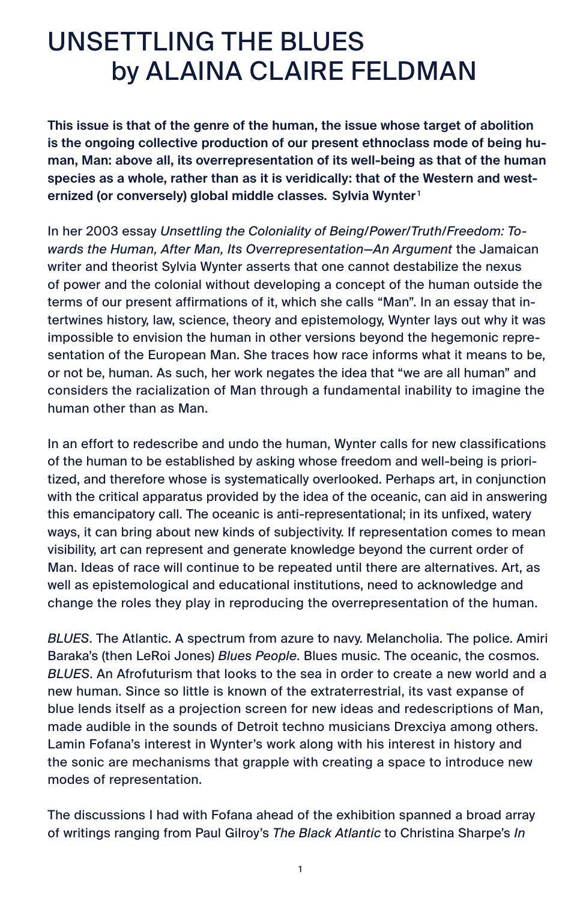# UNSETTLING THE BLUES by ALAINA CLAIRE FELDMAN

**This issue is that of the genre of the human, the issue whose target of abolition is the ongoing collective production of our present ethnoclass mode of being human, Man: above all, its overrepresentation of its well-being as that of the human species as a whole, rather than as it is veridically: that of the Western and westernized (or conversely) global middle classes. Sylvia Wynter[1]**

In her 2003 essay *Unsettling the Coloniality of Being/Power/Truth/Freedom: Towards the Human, After Man, Its Overrepresentation—An Argument* the Jamaican writer and theorist Sylvia Wynter asserts that one cannot destabilize the nexus of power and the colonial without developing a concept of the human outside the terms of our present affirmations of it, which she calls "Man". In an essay that intertwines history, law, science, theory and epistemology, Wynter lays out why it was impossible to envision the human in other versions beyond the hegemonic representation of the European Man. She traces how race informs what it means to be, or not be, human. As such, her work negates the idea that "we are all human" and considers the racialization of Man through a fundamental inability to imagine the human other than as Man.

In an effort to redescribe and undo the human, Wynter calls for new classifications of the human to be established by asking whose freedom and well-being is prioritized, and therefore whose is systematically overlooked. Perhaps art, in conjunction with the critical apparatus provided by the idea of the oceanic, can aid in answering this emancipatory call. The oceanic is anti-representational; in its unfixed, watery ways, it can bring about new kinds of subjectivity. If representation comes to mean visibility, art can represent and generate knowledge beyond the current order of Man. Ideas of race will continue to be repeated until there are alternatives. Art, as well as epistemological and educational institutions, need to acknowledge and change the roles they play in reproducing the overrepresentation of the human.

*BLUES*. The Atlantic. A spectrum from azure to navy. Melancholia. The police. Amiri Baraka's (then LeRoi Jones) *Blues People*. Blues music. The oceanic, the cosmos. *BLUES*. An Afrofuturism that looks to the sea in order to create a new world and a new human. Since so little is known of the extraterrestrial, its vast expanse of blue lends itself as a projection screen for new ideas and redescriptions of Man, made audible in the sounds of Detroit techno musicians Drexciya among others. Lamin Fofana's interest in Wynter's work along with his interest in history and the sonic are mechanisms that grapple with creating a space to introduce new modes of representation.

The discussions I had with Fofana ahead of the exhibition spanned a broad array of writings ranging from Paul Gilroy's *The Black Atlantic* to Christina Sharpe's *In*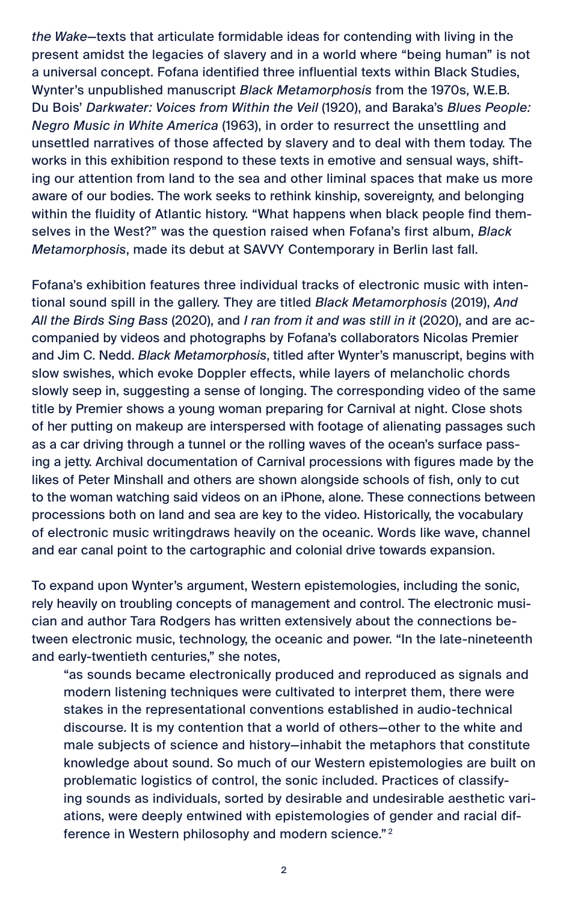*the Wake*—texts that articulate formidable ideas for contending with living in the present amidst the legacies of slavery and in a world where "being human" is not a universal concept. Fofana identified three influential texts within Black Studies, Wynter's unpublished manuscript *Black Metamorphosis* from the 1970s, W.E.B. Du Bois' *Darkwater: Voices from Within the Veil* (1920), and Baraka's *Blues People: Negro Music in White America* (1963), in order to resurrect the unsettling and unsettled narratives of those affected by slavery and to deal with them today. The works in this exhibition respond to these texts in emotive and sensual ways, shifting our attention from land to the sea and other liminal spaces that make us more aware of our bodies. The work seeks to rethink kinship, sovereignty, and belonging within the fluidity of Atlantic history. "What happens when black people find themselves in the West?" was the question raised when Fofana's first album, *Black Metamorphosis*, made its debut at SAVVY Contemporary in Berlin last fall.

Fofana's exhibition features three individual tracks of electronic music with intentional sound spill in the gallery. They are titled *Black Metamorphosis* (2019), *And All the Birds Sing Bass* (2020), and *I ran from it and was still in it* (2020), and are accompanied by videos and photographs by Fofana's collaborators Nicolas Premier and Jim C. Nedd. *Black Metamorphosis*, titled after Wynter's manuscript, begins with slow swishes, which evoke Doppler effects, while layers of melancholic chords slowly seep in, suggesting a sense of longing. The corresponding video of the same title by Premier shows a young woman preparing for Carnival at night. Close shots of her putting on makeup are interspersed with footage of alienating passages such as a car driving through a tunnel or the rolling waves of the ocean's surface passing a jetty. Archival documentation of Carnival processions with figures made by the likes of Peter Minshall and others are shown alongside schools of fish, only to cut to the woman watching said videos on an iPhone, alone. These connections between processions both on land and sea are key to the video. Historically, the vocabulary of electronic music writingdraws heavily on the oceanic. Words like wave, channel and ear canal point to the cartographic and colonial drive towards expansion.

To expand upon Wynter's argument, Western epistemologies, including the sonic, rely heavily on troubling concepts of management and control. The electronic musician and author Tara Rodgers has written extensively about the connections between electronic music, technology, the oceanic and power. "In the late-nineteenth and early-twentieth centuries," she notes,

> "as sounds became electronically produced and reproduced as signals and modern listening techniques were cultivated to interpret them, there were stakes in the representational conventions established in audio-technical discourse. It is my contention that a world of others—other to the white and male subjects of science and history—inhabit the metaphors that constitute knowledge about sound. So much of our Western epistemologies are built on problematic logistics of control, the sonic included. Practices of classifying sounds as individuals, sorted by desirable and undesirable aesthetic variations, were deeply entwined with epistemologies of gender and racial difference in Western philosophy and modern science."[2]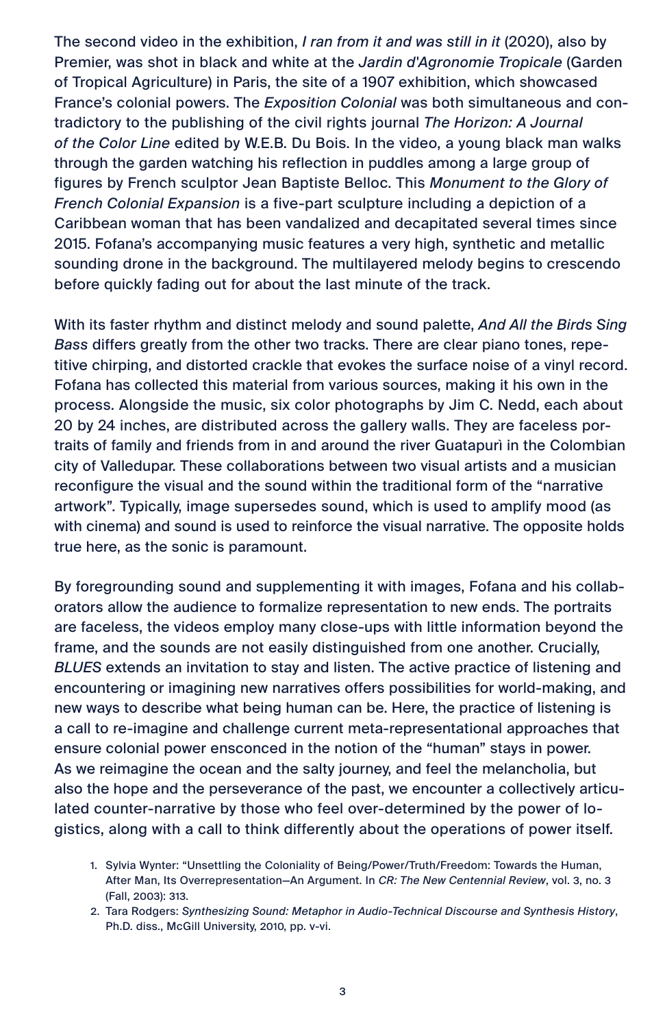The second video in the exhibition, *I ran from it and was still in it* (2020), also by Premier, was shot in black and white at the *Jardin d'Agronomie Tropicale* (Garden of Tropical Agriculture) in Paris, the site of a 1907 exhibition, which showcased France's colonial powers. The *Exposition Colonial* was both simultaneous and contradictory to the publishing of the civil rights journal *The Horizon: A Journal of the Color Line* edited by W.E.B. Du Bois. In the video, a young black man walks through the garden watching his reflection in puddles among a large group of figures by French sculptor Jean Baptiste Belloc. This *Monument to the Glory of French Colonial Expansion* is a five-part sculpture including a depiction of a Caribbean woman that has been vandalized and decapitated several times since 2015. Fofana's accompanying music features a very high, synthetic and metallic sounding drone in the background. The multilayered melody begins to crescendo before quickly fading out for about the last minute of the track.

With its faster rhythm and distinct melody and sound palette, *And All the Birds Sing Bass* differs greatly from the other two tracks. There are clear piano tones, repetitive chirping, and distorted crackle that evokes the surface noise of a vinyl record. Fofana has collected this material from various sources, making it his own in the process. Alongside the music, six color photographs by Jim C. Nedd, each about 20 by 24 inches, are distributed across the gallery walls. They are faceless portraits of family and friends from in and around the river Guatapurì in the Colombian city of Valledupar. These collaborations between two visual artists and a musician reconfigure the visual and the sound within the traditional form of the "narrative artwork". Typically, image supersedes sound, which is used to amplify mood (as with cinema) and sound is used to reinforce the visual narrative. The opposite holds true here, as the sonic is paramount.

By foregrounding sound and supplementing it with images, Fofana and his collaborators allow the audience to formalize representation to new ends. The portraits are faceless, the videos employ many close-ups with little information beyond the frame, and the sounds are not easily distinguished from one another. Crucially, *BLUES* extends an invitation to stay and listen. The active practice of listening and encountering or imagining new narratives offers possibilities for world-making, and new ways to describe what being human can be. Here, the practice of listening is a call to re-imagine and challenge current meta-representational approaches that ensure colonial power ensconced in the notion of the "human" stays in power. As we reimagine the ocean and the salty journey, and feel the melancholia, but also the hope and the perseverance of the past, we encounter a collectively articulated counter-narrative by those who feel over-determined by the power of logistics, along with a call to think differently about the operations of power itself.

1. Sylvia Wynter: "Unsettling the Coloniality of Being/Power/Truth/Freedom: Towards the Human, After Man, Its Overrepresentation—An Argument. In *CR: The New Centennial Review*, vol. 3, no. 3 (Fall, 2003): 313.
2. Tara Rodgers: *Synthesizing Sound: Metaphor in Audio-Technical Discourse and Synthesis History*, Ph.D. diss., McGill University, 2010, pp. v-vi.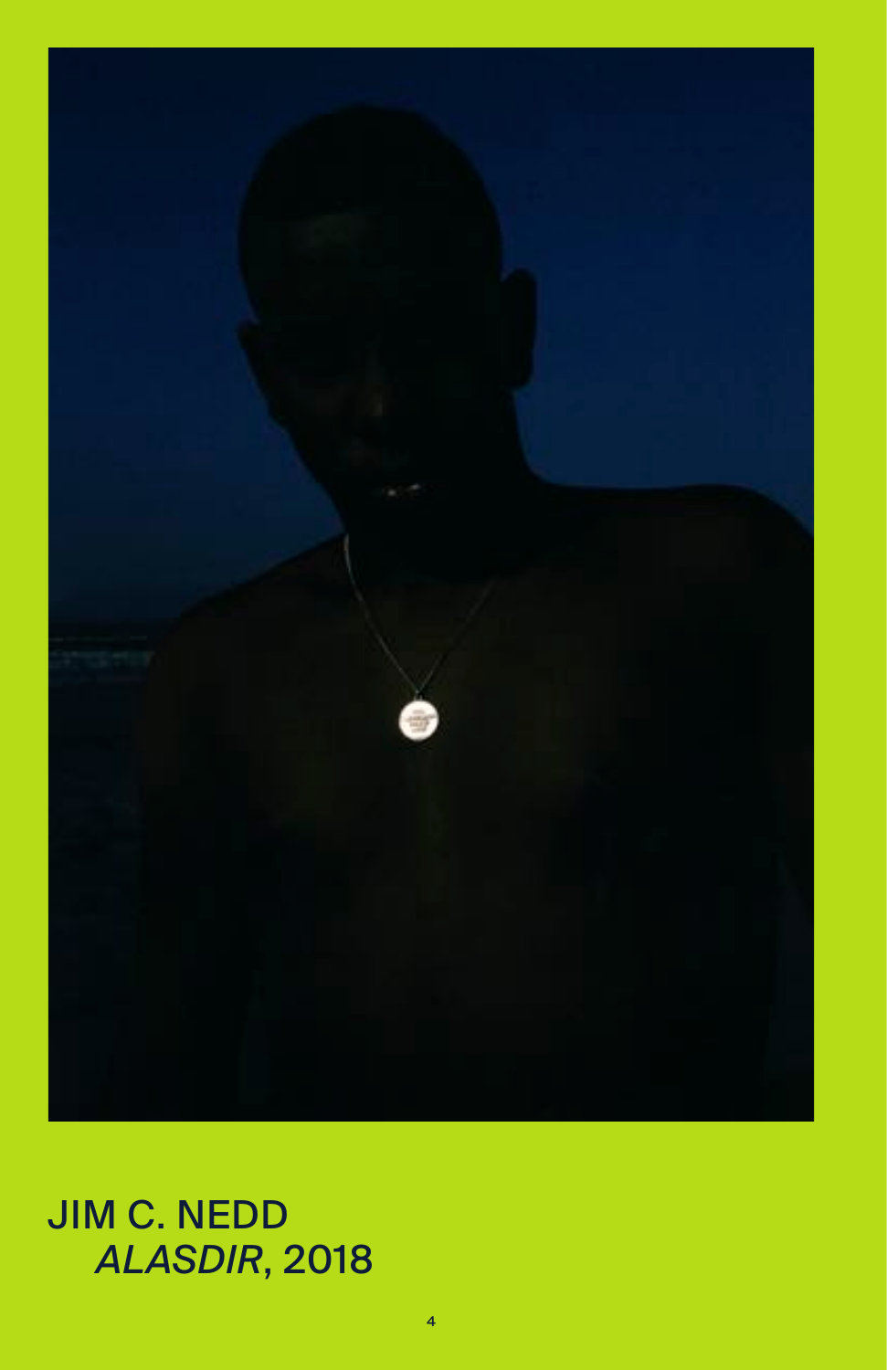JIM C. NEDD
*ALASDIR*, 2018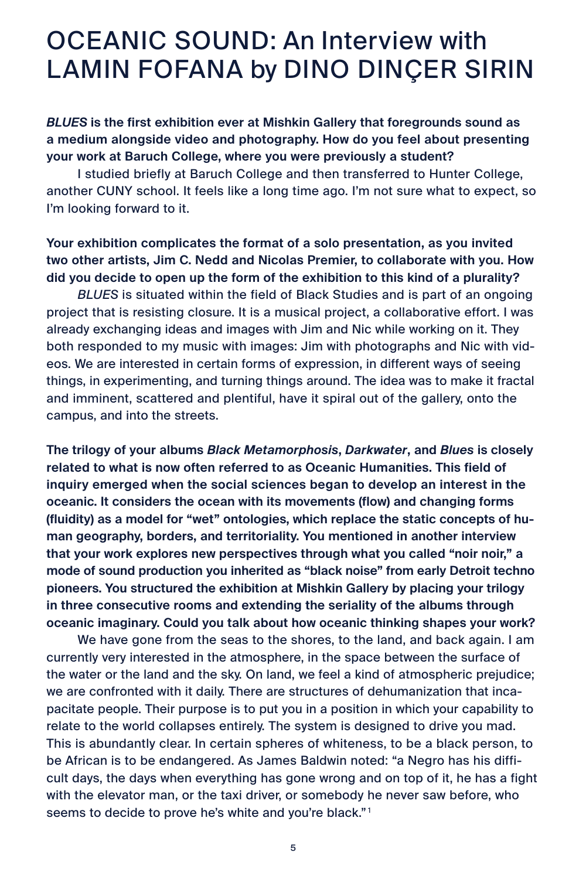# OCEANIC SOUND: An Interview with LAMIN FOFANA by DINO DINÇER SIRIN

**_BLUES_ is the first exhibition ever at Mishkin Gallery that foregrounds sound as a medium alongside video and photography. How do you feel about presenting your work at Baruch College, where you were previously a student?**

I studied briefly at Baruch College and then transferred to Hunter College, another CUNY school. It feels like a long time ago. I'm not sure what to expect, so I'm looking forward to it.

**Your exhibition complicates the format of a solo presentation, as you invited two other artists, Jim C. Nedd and Nicolas Premier, to collaborate with you. How did you decide to open up the form of the exhibition to this kind of a plurality?**

*BLUES* is situated within the field of Black Studies and is part of an ongoing project that is resisting closure. It is a musical project, a collaborative effort. I was already exchanging ideas and images with Jim and Nic while working on it. They both responded to my music with images: Jim with photographs and Nic with videos. We are interested in certain forms of expression, in different ways of seeing things, in experimenting, and turning things around. The idea was to make it fractal and imminent, scattered and plentiful, have it spiral out of the gallery, onto the campus, and into the streets.

**The trilogy of your albums _Black Metamorphosis_, _Darkwater_, and _Blues_ is closely related to what is now often referred to as Oceanic Humanities. This field of inquiry emerged when the social sciences began to develop an interest in the oceanic. It considers the ocean with its movements (flow) and changing forms (fluidity) as a model for "wet" ontologies, which replace the static concepts of human geography, borders, and territoriality. You mentioned in another interview that your work explores new perspectives through what you called "noir noir," a mode of sound production you inherited as "black noise" from early Detroit techno pioneers. You structured the exhibition at Mishkin Gallery by placing your trilogy in three consecutive rooms and extending the seriality of the albums through oceanic imaginary. Could you talk about how oceanic thinking shapes your work?**

We have gone from the seas to the shores, to the land, and back again. I am currently very interested in the atmosphere, in the space between the surface of the water or the land and the sky. On land, we feel a kind of atmospheric prejudice; we are confronted with it daily. There are structures of dehumanization that incapacitate people. Their purpose is to put you in a position in which your capability to relate to the world collapses entirely. The system is designed to drive you mad. This is abundantly clear. In certain spheres of whiteness, to be a black person, to be African is to be endangered. As James Baldwin noted: "a Negro has his difficult days, the days when everything has gone wrong and on top of it, he has a fight with the elevator man, or the taxi driver, or somebody he never saw before, who seems to decide to prove he's white and you're black."[1]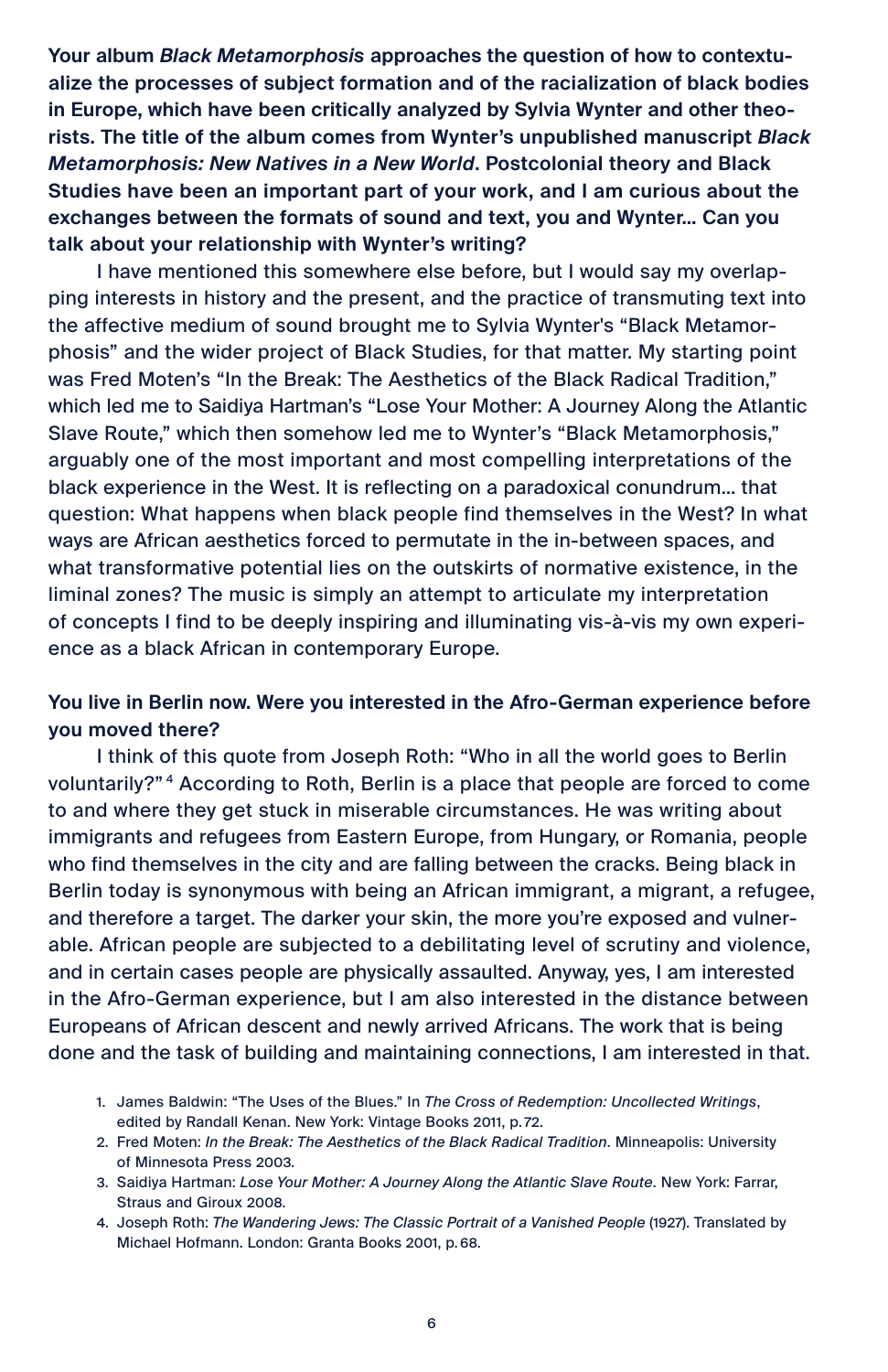**Your album *Black Metamorphosis* approaches the question of how to contextualize the processes of subject formation and of the racialization of black bodies in Europe, which have been critically analyzed by Sylvia Wynter and other theorists. The title of the album comes from Wynter's unpublished manuscript *Black Metamorphosis: New Natives in a New World*. Postcolonial theory and Black Studies have been an important part of your work, and I am curious about the exchanges between the formats of sound and text, you and Wynter... Can you talk about your relationship with Wynter's writing?**

I have mentioned this somewhere else before, but I would say my overlapping interests in history and the present, and the practice of transmuting text into the affective medium of sound brought me to Sylvia Wynter's "Black Metamorphosis" and the wider project of Black Studies, for that matter. My starting point was Fred Moten's "In the Break: The Aesthetics of the Black Radical Tradition," which led me to Saidiya Hartman's "Lose Your Mother: A Journey Along the Atlantic Slave Route," which then somehow led me to Wynter's "Black Metamorphosis," arguably one of the most important and most compelling interpretations of the black experience in the West. It is reflecting on a paradoxical conundrum... that question: What happens when black people find themselves in the West? In what ways are African aesthetics forced to permutate in the in-between spaces, and what transformative potential lies on the outskirts of normative existence, in the liminal zones? The music is simply an attempt to articulate my interpretation of concepts I find to be deeply inspiring and illuminating vis-à-vis my own experience as a black African in contemporary Europe.

**You live in Berlin now. Were you interested in the Afro-German experience before you moved there?**

I think of this quote from Joseph Roth: "Who in all the world goes to Berlin voluntarily?" [4] According to Roth, Berlin is a place that people are forced to come to and where they get stuck in miserable circumstances. He was writing about immigrants and refugees from Eastern Europe, from Hungary, or Romania, people who find themselves in the city and are falling between the cracks. Being black in Berlin today is synonymous with being an African immigrant, a migrant, a refugee, and therefore a target. The darker your skin, the more you're exposed and vulnerable. African people are subjected to a debilitating level of scrutiny and violence, and in certain cases people are physically assaulted. Anyway, yes, I am interested in the Afro-German experience, but I am also interested in the distance between Europeans of African descent and newly arrived Africans. The work that is being done and the task of building and maintaining connections, I am interested in that.

1. James Baldwin: "The Uses of the Blues." In *The Cross of Redemption: Uncollected Writings*, edited by Randall Kenan. New York: Vintage Books 2011, p. 72.
2. Fred Moten: *In the Break: The Aesthetics of the Black Radical Tradition*. Minneapolis: University of Minnesota Press 2003.
3. Saidiya Hartman: *Lose Your Mother: A Journey Along the Atlantic Slave Route*. New York: Farrar, Straus and Giroux 2008.
4. Joseph Roth: *The Wandering Jews: The Classic Portrait of a Vanished People* (1927). Translated by Michael Hofmann. London: Granta Books 2001, p. 68.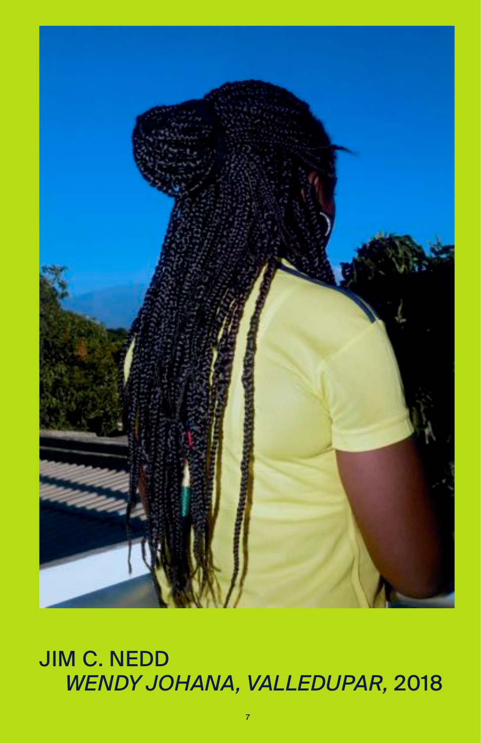JIM C. NEDD
*WENDY JOHANA, VALLEDUPAR,* 2018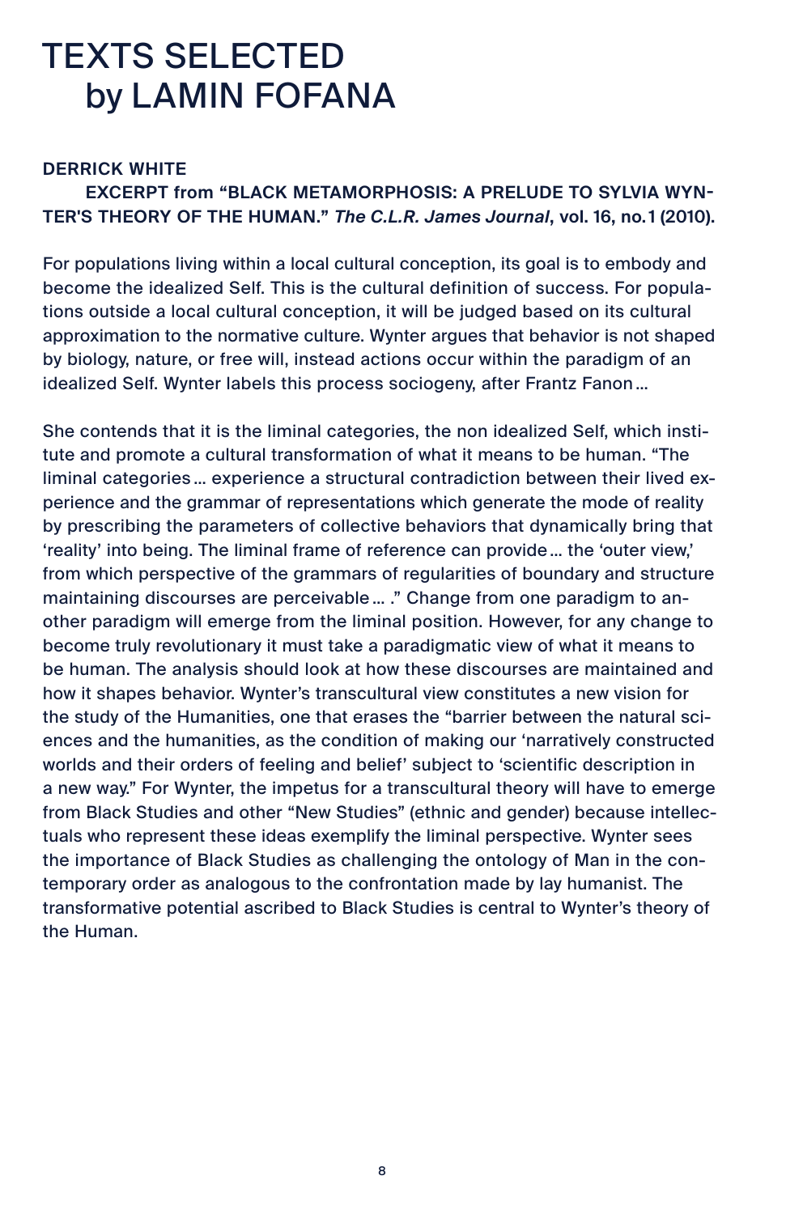# TEXTS SELECTED by LAMIN FOFANA

**DERRICK WHITE**

**EXCERPT from "BLACK METAMORPHOSIS: A PRELUDE TO SYLVIA WYNTER'S THEORY OF THE HUMAN."** ***The C.L.R. James Journal*****, vol. 16, no. 1 (2010).**

For populations living within a local cultural conception, its goal is to embody and become the idealized Self. This is the cultural definition of success. For populations outside a local cultural conception, it will be judged based on its cultural approximation to the normative culture. Wynter argues that behavior is not shaped by biology, nature, or free will, instead actions occur within the paradigm of an idealized Self. Wynter labels this process sociogeny, after Frantz Fanon…

She contends that it is the liminal categories, the non idealized Self, which institute and promote a cultural transformation of what it means to be human. "The liminal categories… experience a structural contradiction between their lived experience and the grammar of representations which generate the mode of reality by prescribing the parameters of collective behaviors that dynamically bring that 'reality' into being. The liminal frame of reference can provide… the 'outer view,' from which perspective of the grammars of regularities of boundary and structure maintaining discourses are perceivable… ." Change from one paradigm to another paradigm will emerge from the liminal position. However, for any change to become truly revolutionary it must take a paradigmatic view of what it means to be human. The analysis should look at how these discourses are maintained and how it shapes behavior. Wynter's transcultural view constitutes a new vision for the study of the Humanities, one that erases the "barrier between the natural sciences and the humanities, as the condition of making our 'narratively constructed worlds and their orders of feeling and belief' subject to 'scientific description in a new way." For Wynter, the impetus for a transcultural theory will have to emerge from Black Studies and other "New Studies" (ethnic and gender) because intellectuals who represent these ideas exemplify the liminal perspective. Wynter sees the importance of Black Studies as challenging the ontology of Man in the contemporary order as analogous to the confrontation made by lay humanist. The transformative potential ascribed to Black Studies is central to Wynter's theory of the Human.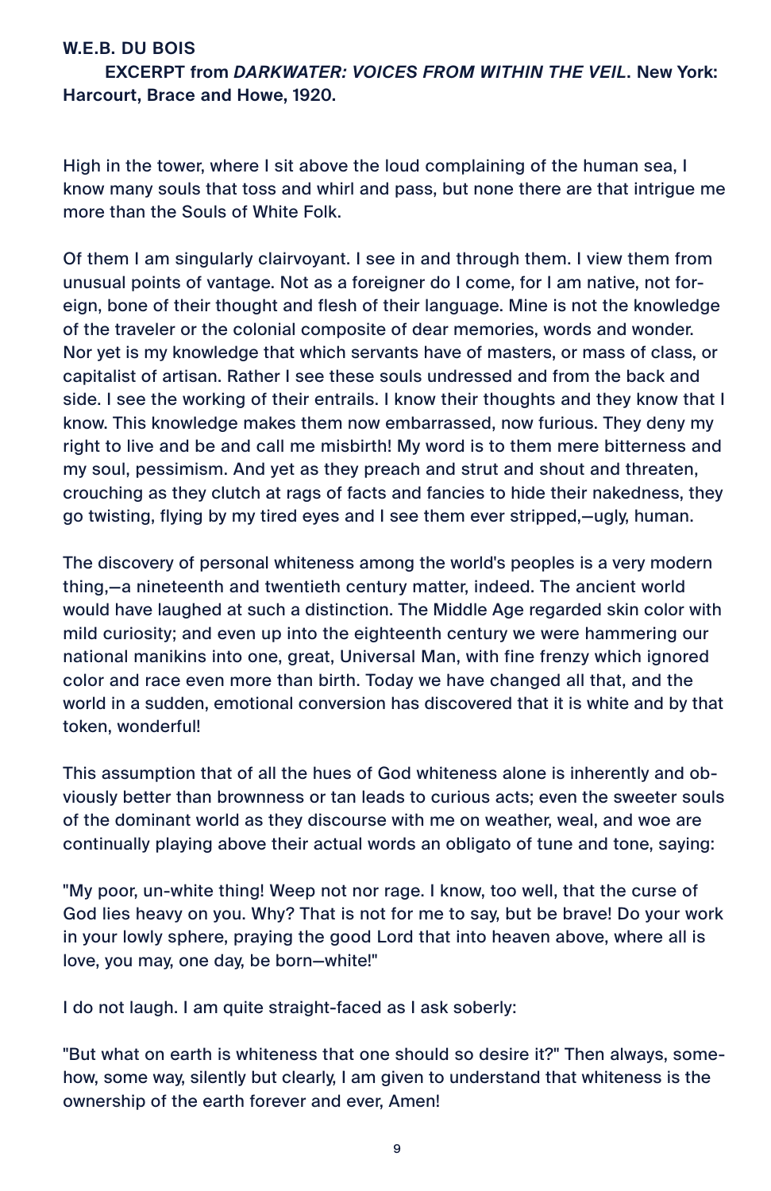**W.E.B. DU BOIS**
**EXCERPT from *DARKWATER: VOICES FROM WITHIN THE VEIL*. New York: Harcourt, Brace and Howe, 1920.**

High in the tower, where I sit above the loud complaining of the human sea, I know many souls that toss and whirl and pass, but none there are that intrigue me more than the Souls of White Folk.

Of them I am singularly clairvoyant. I see in and through them. I view them from unusual points of vantage. Not as a foreigner do I come, for I am native, not foreign, bone of their thought and flesh of their language. Mine is not the knowledge of the traveler or the colonial composite of dear memories, words and wonder. Nor yet is my knowledge that which servants have of masters, or mass of class, or capitalist of artisan. Rather I see these souls undressed and from the back and side. I see the working of their entrails. I know their thoughts and they know that I know. This knowledge makes them now embarrassed, now furious. They deny my right to live and be and call me misbirth! My word is to them mere bitterness and my soul, pessimism. And yet as they preach and strut and shout and threaten, crouching as they clutch at rags of facts and fancies to hide their nakedness, they go twisting, flying by my tired eyes and I see them ever stripped,—ugly, human.

The discovery of personal whiteness among the world's peoples is a very modern thing,—a nineteenth and twentieth century matter, indeed. The ancient world would have laughed at such a distinction. The Middle Age regarded skin color with mild curiosity; and even up into the eighteenth century we were hammering our national manikins into one, great, Universal Man, with fine frenzy which ignored color and race even more than birth. Today we have changed all that, and the world in a sudden, emotional conversion has discovered that it is white and by that token, wonderful!

This assumption that of all the hues of God whiteness alone is inherently and obviously better than brownness or tan leads to curious acts; even the sweeter souls of the dominant world as they discourse with me on weather, weal, and woe are continually playing above their actual words an obligato of tune and tone, saying:

"My poor, un-white thing! Weep not nor rage. I know, too well, that the curse of God lies heavy on you. Why? That is not for me to say, but be brave! Do your work in your lowly sphere, praying the good Lord that into heaven above, where all is love, you may, one day, be born—white!"

I do not laugh. I am quite straight-faced as I ask soberly:

"But what on earth is whiteness that one should so desire it?" Then always, somehow, some way, silently but clearly, I am given to understand that whiteness is the ownership of the earth forever and ever, Amen!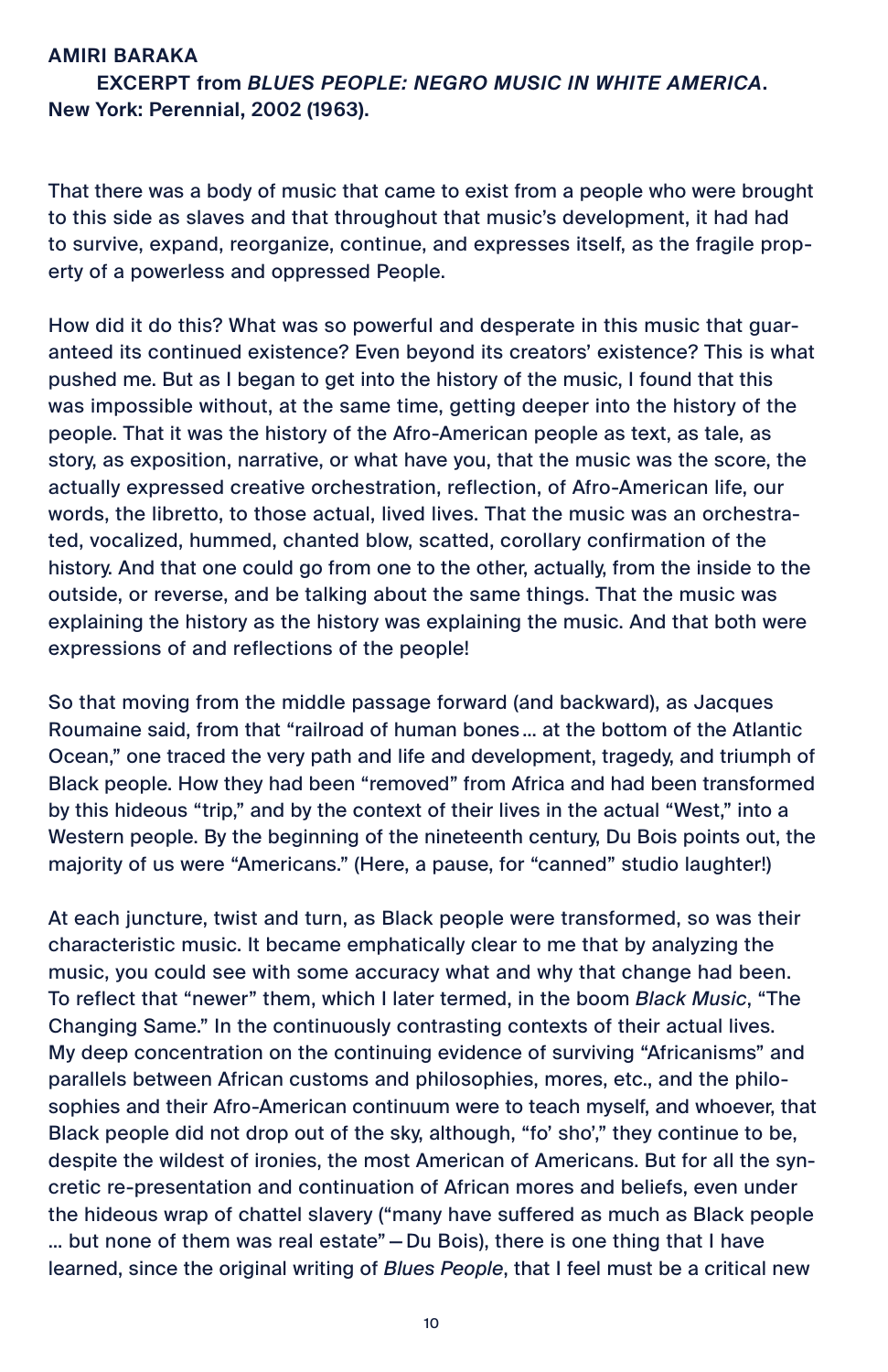**AMIRI BARAKA**
**EXCERPT from *BLUES PEOPLE: NEGRO MUSIC IN WHITE AMERICA*. New York: Perennial, 2002 (1963).**

That there was a body of music that came to exist from a people who were brought to this side as slaves and that throughout that music's development, it had had to survive, expand, reorganize, continue, and expresses itself, as the fragile property of a powerless and oppressed People.

How did it do this? What was so powerful and desperate in this music that guaranteed its continued existence? Even beyond its creators' existence? This is what pushed me. But as I began to get into the history of the music, I found that this was impossible without, at the same time, getting deeper into the history of the people. That it was the history of the Afro-American people as text, as tale, as story, as exposition, narrative, or what have you, that the music was the score, the actually expressed creative orchestration, reflection, of Afro-American life, our words, the libretto, to those actual, lived lives. That the music was an orchestrated, vocalized, hummed, chanted blow, scatted, corollary confirmation of the history. And that one could go from one to the other, actually, from the inside to the outside, or reverse, and be talking about the same things. That the music was explaining the history as the history was explaining the music. And that both were expressions of and reflections of the people!

So that moving from the middle passage forward (and backward), as Jacques Roumaine said, from that "railroad of human bones… at the bottom of the Atlantic Ocean," one traced the very path and life and development, tragedy, and triumph of Black people. How they had been "removed" from Africa and had been transformed by this hideous "trip," and by the context of their lives in the actual "West," into a Western people. By the beginning of the nineteenth century, Du Bois points out, the majority of us were "Americans." (Here, a pause, for "canned" studio laughter!)

At each juncture, twist and turn, as Black people were transformed, so was their characteristic music. It became emphatically clear to me that by analyzing the music, you could see with some accuracy what and why that change had been. To reflect that "newer" them, which I later termed, in the boom *Black Music*, "The Changing Same." In the continuously contrasting contexts of their actual lives. My deep concentration on the continuing evidence of surviving "Africanisms" and parallels between African customs and philosophies, mores, etc., and the philosophies and their Afro-American continuum were to teach myself, and whoever, that Black people did not drop out of the sky, although, "fo' sho'," they continue to be, despite the wildest of ironies, the most American of Americans. But for all the syncretic re-presentation and continuation of African mores and beliefs, even under the hideous wrap of chattel slavery ("many have suffered as much as Black people … but none of them was real estate" — Du Bois), there is one thing that I have learned, since the original writing of *Blues People*, that I feel must be a critical new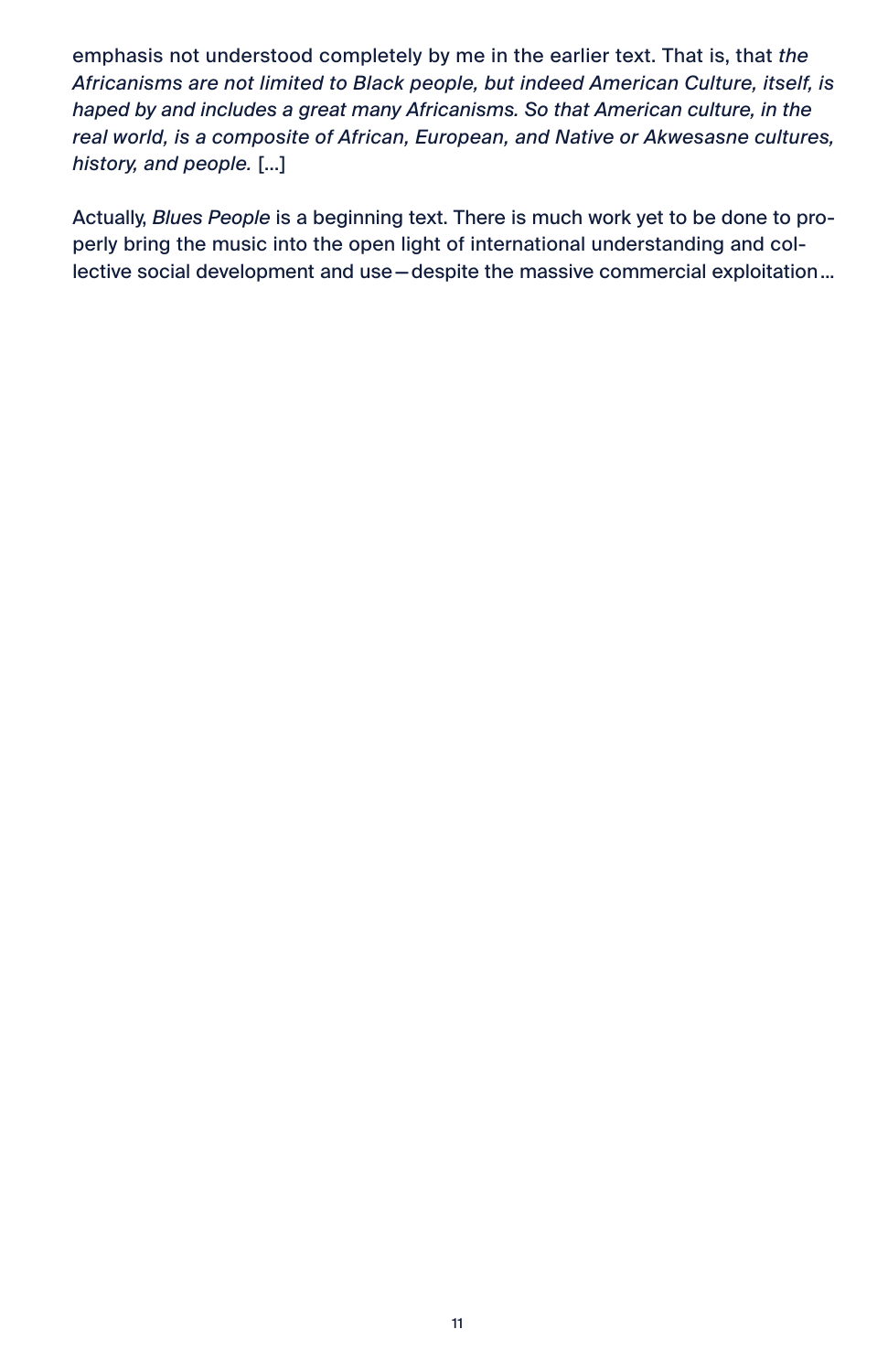emphasis not understood completely by me in the earlier text. That is, that *the Africanisms are not limited to Black people, but indeed American Culture, itself, is haped by and includes a great many Africanisms. So that American culture, in the real world, is a composite of African, European, and Native or Akwesasne cultures, history, and people.* [...]

Actually, *Blues People* is a beginning text. There is much work yet to be done to properly bring the music into the open light of international understanding and collective social development and use—despite the massive commercial exploitation...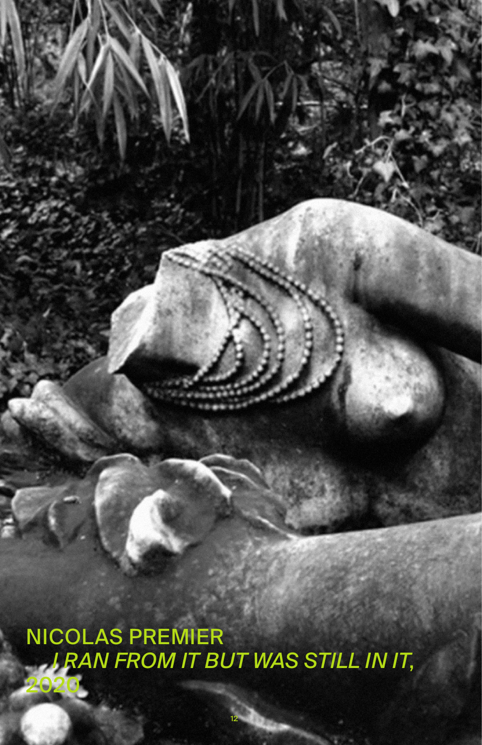NICOLAS PREMIER
*I RAN FROM IT BUT WAS STILL IN IT,*
2020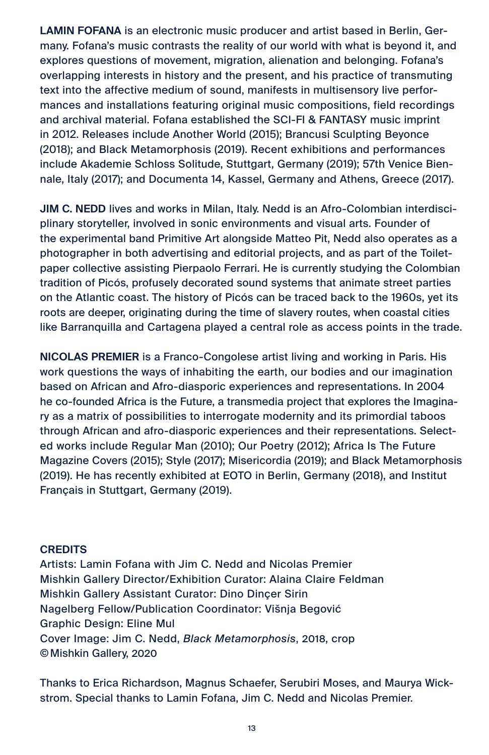**LAMIN FOFANA** is an electronic music producer and artist based in Berlin, Germany. Fofana's music contrasts the reality of our world with what is beyond it, and explores questions of movement, migration, alienation and belonging. Fofana's overlapping interests in history and the present, and his practice of transmuting text into the affective medium of sound, manifests in multisensory live performances and installations featuring original music compositions, field recordings and archival material. Fofana established the SCI-FI & FANTASY music imprint in 2012. Releases include Another World (2015); Brancusi Sculpting Beyonce (2018); and Black Metamorphosis (2019). Recent exhibitions and performances include Akademie Schloss Solitude, Stuttgart, Germany (2019); 57th Venice Biennale, Italy (2017); and Documenta 14, Kassel, Germany and Athens, Greece (2017).

**JIM C. NEDD** lives and works in Milan, Italy. Nedd is an Afro-Colombian interdisciplinary storyteller, involved in sonic environments and visual arts. Founder of the experimental band Primitive Art alongside Matteo Pit, Nedd also operates as a photographer in both advertising and editorial projects, and as part of the Toiletpaper collective assisting Pierpaolo Ferrari. He is currently studying the Colombian tradition of Picós, profusely decorated sound systems that animate street parties on the Atlantic coast. The history of Picós can be traced back to the 1960s, yet its roots are deeper, originating during the time of slavery routes, when coastal cities like Barranquilla and Cartagena played a central role as access points in the trade.

**NICOLAS PREMIER** is a Franco-Congolese artist living and working in Paris. His work questions the ways of inhabiting the earth, our bodies and our imagination based on African and Afro-diasporic experiences and representations. In 2004 he co-founded Africa is the Future, a transmedia project that explores the Imaginary as a matrix of possibilities to interrogate modernity and its primordial taboos through African and afro-diasporic experiences and their representations. Selected works include Regular Man (2010); Our Poetry (2012); Africa Is The Future Magazine Covers (2015); Style (2017); Misericordia (2019); and Black Metamorphosis (2019). He has recently exhibited at EOTO in Berlin, Germany (2018), and Institut Français in Stuttgart, Germany (2019).

**CREDITS**

Artists: Lamin Fofana with Jim C. Nedd and Nicolas Premier
Mishkin Gallery Director/Exhibition Curator: Alaina Claire Feldman
Mishkin Gallery Assistant Curator: Dino Dinçer Sirin
Nagelberg Fellow/Publication Coordinator: Višnja Begović
Graphic Design: Eline Mul
Cover Image: Jim C. Nedd, *Black Metamorphosis*, 2018, crop
© Mishkin Gallery, 2020

Thanks to Erica Richardson, Magnus Schaefer, Serubiri Moses, and Maurya Wickstrom. Special thanks to Lamin Fofana, Jim C. Nedd and Nicolas Premier.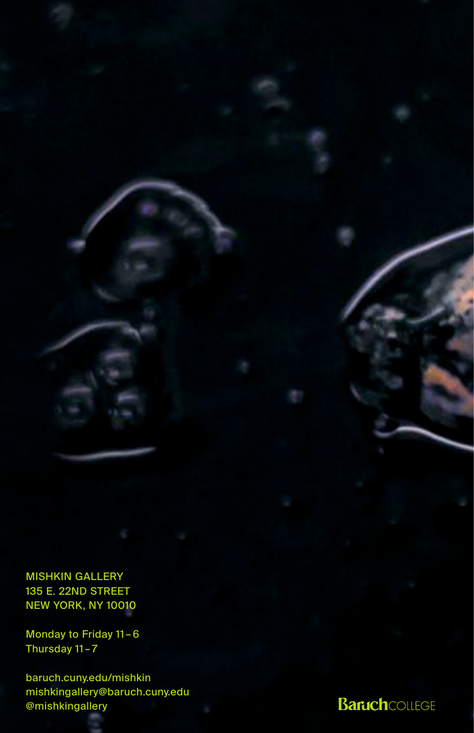MISHKIN GALLERY
135 E. 22ND STREET
NEW YORK, NY 10010

Monday to Friday 11 – 6
Thursday 11 – 7

baruch.cuny.edu/mishkin
mishkingallery@baruch.cuny.edu
@mishkingallery

Baruch COLLEGE